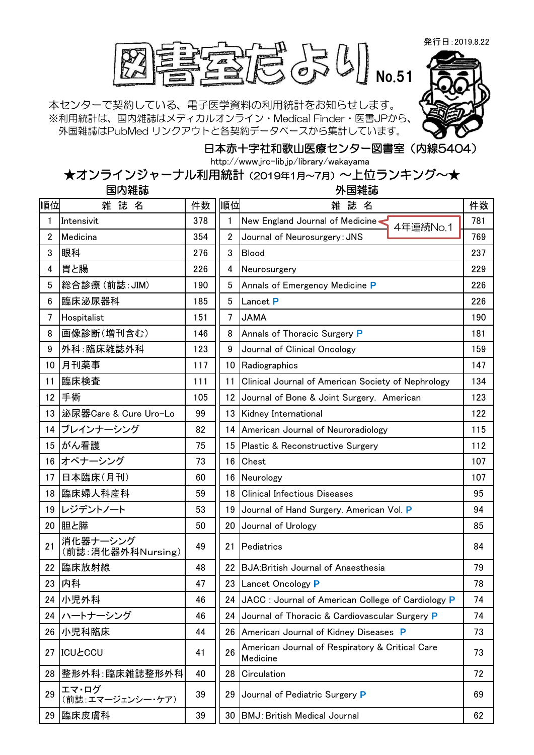# 図書室だより No.51

発行日：2019.8.22

本センターで契約している、電子医学資料の利用統計をお知らせします。
※利用統計は、国内雑誌はメディカルオンライン・Medical Finder・医書JPから、
外国雑誌はPubMed リンクアウトと各契約データベースから集計しています。

日本赤十字社和歌山医療センター図書室（内線5404）
http://www.jrc-lib.jp/library/wakayama

## ★オンラインジャーナル利用統計（2019年1月~7月）～上位ランキング～★

### 国内雑誌

| 順位 | 雑誌名 | 件数 |
|---|---|---|
| 1 | Intensivit | 378 |
| 2 | Medicina | 354 |
| 3 | 眼科 | 276 |
| 4 | 胃と腸 | 226 |
| 5 | 総合診療（前誌：JIM） | 190 |
| 6 | 臨床泌尿器科 | 185 |
| 7 | Hospitalist | 151 |
| 8 | 画像診断（増刊含む） | 146 |
| 9 | 外科：臨床雑誌外科 | 123 |
| 10 | 月刊薬事 | 117 |
| 11 | 臨床検査 | 111 |
| 12 | 手術 | 105 |
| 13 | 泌尿器Care & Cure Uro-Lo | 99 |
| 14 | ブレインナーシング | 82 |
| 15 | がん看護 | 75 |
| 16 | オペナーシング | 73 |
| 17 | 日本臨床（月刊） | 60 |
| 18 | 臨床婦人科産科 | 59 |
| 19 | レジデントノート | 53 |
| 20 | 胆と膵 | 50 |
| 21 | 消化器ナーシング（前誌：消化器外科Nursing） | 49 |
| 22 | 臨床放射線 | 48 |
| 23 | 内科 | 47 |
| 24 | 小児外科 | 46 |
| 24 | ハートナーシング | 46 |
| 26 | 小児科臨床 | 44 |
| 27 | ICUとCCU | 41 |
| 28 | 整形外科：臨床雑誌整形外科 | 40 |
| 29 | エマ・ログ（前誌：エマージェンシー・ケア） | 39 |
| 29 | 臨床皮膚科 | 39 |

### 外国雑誌

| 順位 | 雑誌名 | 件数 |
|---|---|---|
| 1 | New England Journal of Medicine（4年連続No.1） | 781 |
| 2 | Journal of Neurosurgery：JNS | 769 |
| 3 | Blood | 237 |
| 4 | Neurosurgery | 229 |
| 5 | Annals of Emergency Medicine P | 226 |
| 5 | Lancet P | 226 |
| 7 | JAMA | 190 |
| 8 | Annals of Thoracic Surgery P | 181 |
| 9 | Journal of Clinical Oncology | 159 |
| 10 | Radiographics | 147 |
| 11 | Clinical Journal of American Society of Nephrology | 134 |
| 12 | Journal of Bone & Joint Surgery. American | 123 |
| 13 | Kidney International | 122 |
| 14 | American Journal of Neuroradiology | 115 |
| 15 | Plastic & Reconstructive Surgery | 112 |
| 16 | Chest | 107 |
| 16 | Neurology | 107 |
| 18 | Clinical Infectious Diseases | 95 |
| 19 | Journal of Hand Surgery. American Vol. P | 94 |
| 20 | Journal of Urology | 85 |
| 21 | Pediatrics | 84 |
| 22 | BJA:British Journal of Anaesthesia | 79 |
| 23 | Lancet Oncology P | 78 |
| 24 | JACC : Journal of American College of Cardiology P | 74 |
| 24 | Journal of Thoracic & Cardiovascular Surgery P | 74 |
| 26 | American Journal of Kidney Diseases P | 73 |
| 26 | American Journal of Respiratory & Critical Care Medicine | 73 |
| 28 | Circulation | 72 |
| 29 | Journal of Pediatric Surgery P | 69 |
| 30 | BMJ：British Medical Journal | 62 |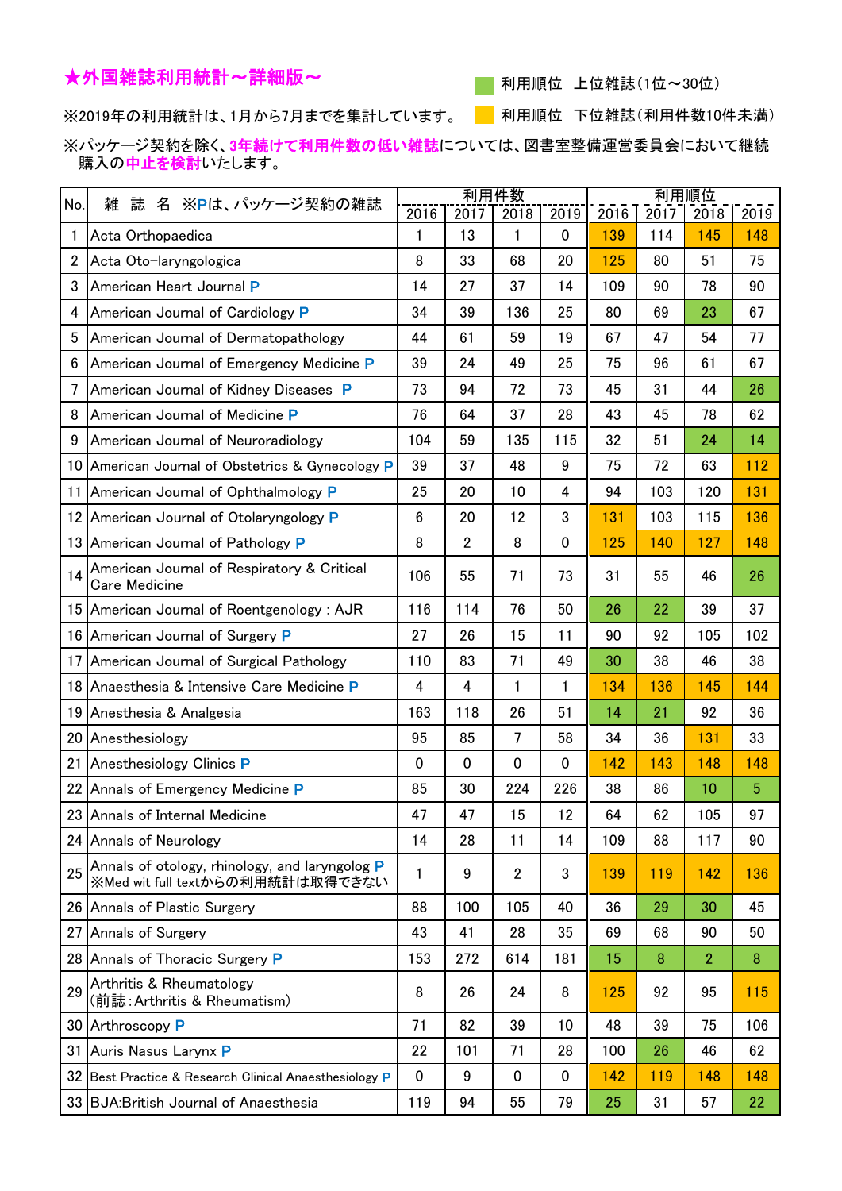# ★外国雑誌利用統計～詳細版～

利用順位　上位雑誌(1位～30位)

利用順位　下位雑誌(利用件数10件未満)

※2019年の利用統計は、1月から7月までを集計しています。

※パッケージ契約を除く、**3年続けて利用件数の低い雑誌**については、図書室整備運営委員会において継続購入の**中止を検討**いたします。

| No. | 雑誌名 ※Pは、パッケージ契約の雑誌 | 利用件数 | | | | 利用順位 | | | |
|---|---|---|---|---|---|---|---|---|---|
| | | 2016 | 2017 | 2018 | 2019 | 2016 | 2017 | 2018 | 2019 |
| 1 | Acta Orthopaedica | 1 | 13 | 1 | 0 | 139 | 114 | 145 | 148 |
| 2 | Acta Oto-laryngologica | 8 | 33 | 68 | 20 | 125 | 80 | 51 | 75 |
| 3 | American Heart Journal P | 14 | 27 | 37 | 14 | 109 | 90 | 78 | 90 |
| 4 | American Journal of Cardiology P | 34 | 39 | 136 | 25 | 80 | 69 | 23 | 67 |
| 5 | American Journal of Dermatopathology | 44 | 61 | 59 | 19 | 67 | 47 | 54 | 77 |
| 6 | American Journal of Emergency Medicine P | 39 | 24 | 49 | 25 | 75 | 96 | 61 | 67 |
| 7 | American Journal of Kidney Diseases P | 73 | 94 | 72 | 73 | 45 | 31 | 44 | 26 |
| 8 | American Journal of Medicine P | 76 | 64 | 37 | 28 | 43 | 45 | 78 | 62 |
| 9 | American Journal of Neuroradiology | 104 | 59 | 135 | 115 | 32 | 51 | 24 | 14 |
| 10 | American Journal of Obstetrics & Gynecology P | 39 | 37 | 48 | 9 | 75 | 72 | 63 | 112 |
| 11 | American Journal of Ophthalmology P | 25 | 20 | 10 | 4 | 94 | 103 | 120 | 131 |
| 12 | American Journal of Otolaryngology P | 6 | 20 | 12 | 3 | 131 | 103 | 115 | 136 |
| 13 | American Journal of Pathology P | 8 | 2 | 8 | 0 | 125 | 140 | 127 | 148 |
| 14 | American Journal of Respiratory & Critical Care Medicine | 106 | 55 | 71 | 73 | 31 | 55 | 46 | 26 |
| 15 | American Journal of Roentgenology : AJR | 116 | 114 | 76 | 50 | 26 | 22 | 39 | 37 |
| 16 | American Journal of Surgery P | 27 | 26 | 15 | 11 | 90 | 92 | 105 | 102 |
| 17 | American Journal of Surgical Pathology | 110 | 83 | 71 | 49 | 30 | 38 | 46 | 38 |
| 18 | Anaesthesia & Intensive Care Medicine P | 4 | 4 | 1 | 1 | 134 | 136 | 145 | 144 |
| 19 | Anesthesia & Analgesia | 163 | 118 | 26 | 51 | 14 | 21 | 92 | 36 |
| 20 | Anesthesiology | 95 | 85 | 7 | 58 | 34 | 36 | 131 | 33 |
| 21 | Anesthesiology Clinics P | 0 | 0 | 0 | 0 | 142 | 143 | 148 | 148 |
| 22 | Annals of Emergency Medicine P | 85 | 30 | 224 | 226 | 38 | 86 | 10 | 5 |
| 23 | Annals of Internal Medicine | 47 | 47 | 15 | 12 | 64 | 62 | 105 | 97 |
| 24 | Annals of Neurology | 14 | 28 | 11 | 14 | 109 | 88 | 117 | 90 |
| 25 | Annals of otology, rhinology, and laryngolog P ※Med wit full textからの利用統計は取得できない | 1 | 9 | 2 | 3 | 139 | 119 | 142 | 136 |
| 26 | Annals of Plastic Surgery | 88 | 100 | 105 | 40 | 36 | 29 | 30 | 45 |
| 27 | Annals of Surgery | 43 | 41 | 28 | 35 | 69 | 68 | 90 | 50 |
| 28 | Annals of Thoracic Surgery P | 153 | 272 | 614 | 181 | 15 | 8 | 2 | 8 |
| 29 | Arthritis & Rheumatology (前誌:Arthritis & Rheumatism) | 8 | 26 | 24 | 8 | 125 | 92 | 95 | 115 |
| 30 | Arthroscopy P | 71 | 82 | 39 | 10 | 48 | 39 | 75 | 106 |
| 31 | Auris Nasus Larynx P | 22 | 101 | 71 | 28 | 100 | 26 | 46 | 62 |
| 32 | Best Practice & Research Clinical Anaesthesiology P | 0 | 9 | 0 | 0 | 142 | 119 | 148 | 148 |
| 33 | BJA:British Journal of Anaesthesia | 119 | 94 | 55 | 79 | 25 | 31 | 57 | 22 |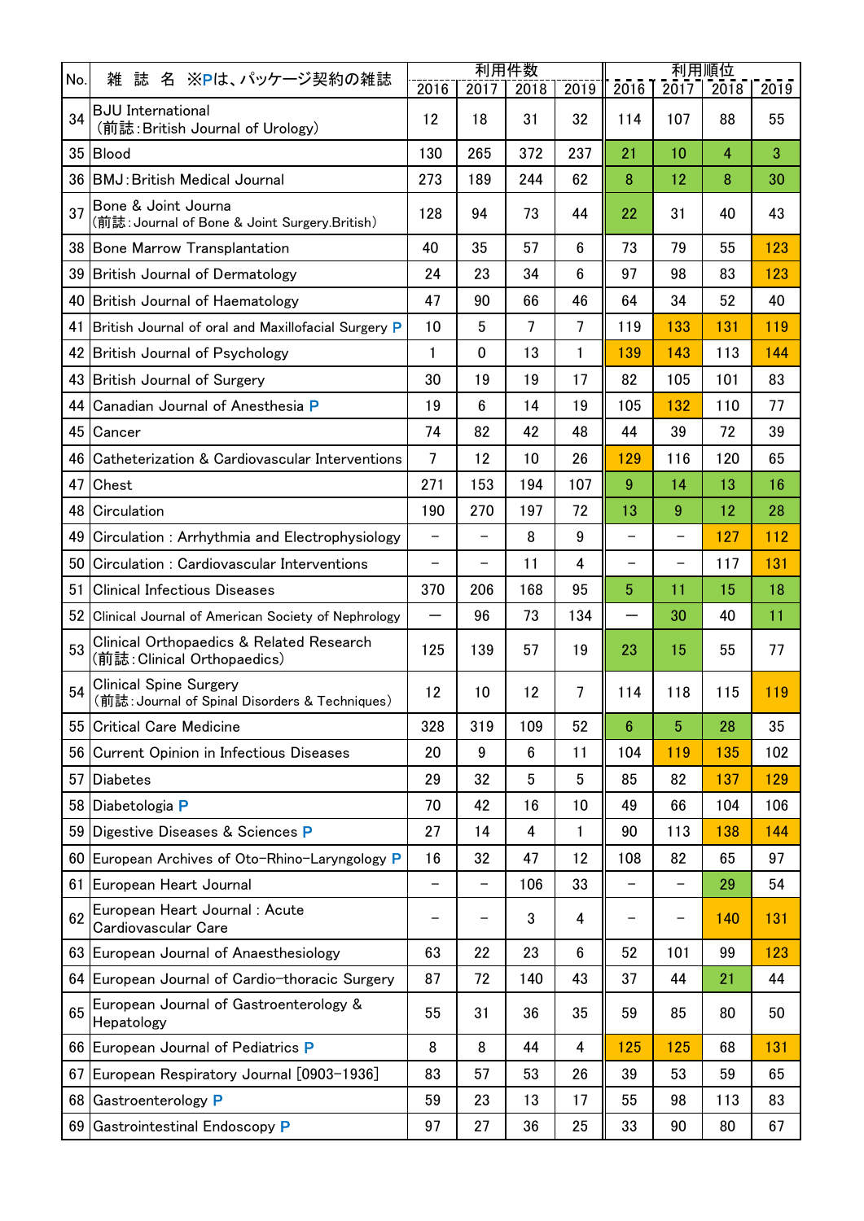| No. | 雑 誌 名 ※Pは、パッケージ契約の雑誌 | 利用件数 | | | | 利用順位 | | | |
|---|---|---|---|---|---|---|---|---|---|
| | | 2016 | 2017 | 2018 | 2019 | 2016 | 2017 | 2018 | 2019 |
| 34 | BJU International（前誌：British Journal of Urology） | 12 | 18 | 31 | 32 | 114 | 107 | 88 | 55 |
| 35 | Blood | 130 | 265 | 372 | 237 | 21 | 10 | 4 | 3 |
| 36 | BMJ：British Medical Journal | 273 | 189 | 244 | 62 | 8 | 12 | 8 | 30 |
| 37 | Bone & Joint Journa（前誌：Journal of Bone & Joint Surgery.British） | 128 | 94 | 73 | 44 | 22 | 31 | 40 | 43 |
| 38 | Bone Marrow Transplantation | 40 | 35 | 57 | 6 | 73 | 79 | 55 | 123 |
| 39 | British Journal of Dermatology | 24 | 23 | 34 | 6 | 97 | 98 | 83 | 123 |
| 40 | British Journal of Haematology | 47 | 90 | 66 | 46 | 64 | 34 | 52 | 40 |
| 41 | British Journal of oral and Maxillofacial Surgery P | 10 | 5 | 7 | 7 | 119 | 133 | 131 | 119 |
| 42 | British Journal of Psychology | 1 | 0 | 13 | 1 | 139 | 143 | 113 | 144 |
| 43 | British Journal of Surgery | 30 | 19 | 19 | 17 | 82 | 105 | 101 | 83 |
| 44 | Canadian Journal of Anesthesia P | 19 | 6 | 14 | 19 | 105 | 132 | 110 | 77 |
| 45 | Cancer | 74 | 82 | 42 | 48 | 44 | 39 | 72 | 39 |
| 46 | Catheterization & Cardiovascular Interventions | 7 | 12 | 10 | 26 | 129 | 116 | 120 | 65 |
| 47 | Chest | 271 | 153 | 194 | 107 | 9 | 14 | 13 | 16 |
| 48 | Circulation | 190 | 270 | 197 | 72 | 13 | 9 | 12 | 28 |
| 49 | Circulation：Arrhythmia and Electrophysiology | － | － | 8 | 9 | － | － | 127 | 112 |
| 50 | Circulation：Cardiovascular Interventions | － | － | 11 | 4 | － | － | 117 | 131 |
| 51 | Clinical Infectious Diseases | 370 | 206 | 168 | 95 | 5 | 11 | 15 | 18 |
| 52 | Clinical Journal of American Society of Nephrology | — | 96 | 73 | 134 | — | 30 | 40 | 11 |
| 53 | Clinical Orthopaedics & Related Research（前誌：Clinical Orthopaedics） | 125 | 139 | 57 | 19 | 23 | 15 | 55 | 77 |
| 54 | Clinical Spine Surgery（前誌：Journal of Spinal Disorders & Techniques） | 12 | 10 | 12 | 7 | 114 | 118 | 115 | 119 |
| 55 | Critical Care Medicine | 328 | 319 | 109 | 52 | 6 | 5 | 28 | 35 |
| 56 | Current Opinion in Infectious Diseases | 20 | 9 | 6 | 11 | 104 | 119 | 135 | 102 |
| 57 | Diabetes | 29 | 32 | 5 | 5 | 85 | 82 | 137 | 129 |
| 58 | Diabetologia P | 70 | 42 | 16 | 10 | 49 | 66 | 104 | 106 |
| 59 | Digestive Diseases & Sciences P | 27 | 14 | 4 | 1 | 90 | 113 | 138 | 144 |
| 60 | European Archives of Oto-Rhino-Laryngology P | 16 | 32 | 47 | 12 | 108 | 82 | 65 | 97 |
| 61 | European Heart Journal | － | － | 106 | 33 | － | － | 29 | 54 |
| 62 | European Heart Journal：Acute Cardiovascular Care | － | － | 3 | 4 | － | － | 140 | 131 |
| 63 | European Journal of Anaesthesiology | 63 | 22 | 23 | 6 | 52 | 101 | 99 | 123 |
| 64 | European Journal of Cardio-thoracic Surgery | 87 | 72 | 140 | 43 | 37 | 44 | 21 | 44 |
| 65 | European Journal of Gastroenterology & Hepatology | 55 | 31 | 36 | 35 | 59 | 85 | 80 | 50 |
| 66 | European Journal of Pediatrics P | 8 | 8 | 44 | 4 | 125 | 125 | 68 | 131 |
| 67 | European Respiratory Journal [0903-1936] | 83 | 57 | 53 | 26 | 39 | 53 | 59 | 65 |
| 68 | Gastroenterology P | 59 | 23 | 13 | 17 | 55 | 98 | 113 | 83 |
| 69 | Gastrointestinal Endoscopy P | 97 | 27 | 36 | 25 | 33 | 90 | 80 | 67 |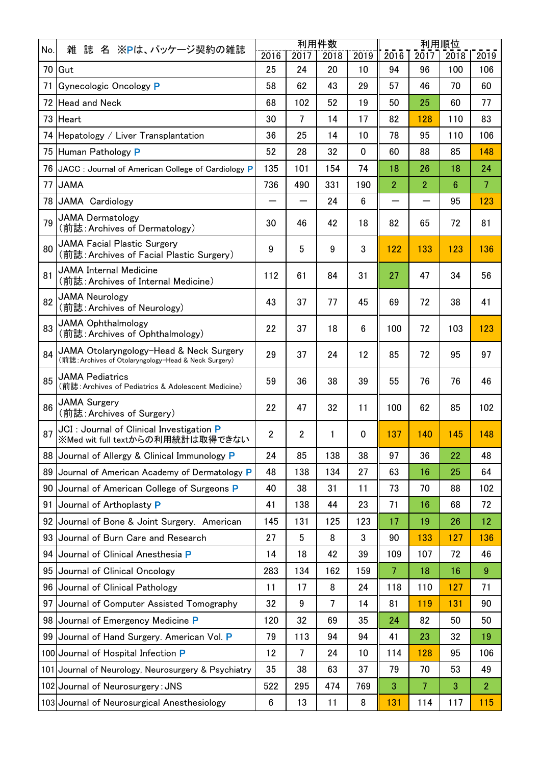| No. | 雑 誌 名 ※Pは、パッケージ契約の雑誌 | 利用件数 | | | | 利用順位 | | | |
|---|---|---|---|---|---|---|---|---|---|
| | | 2016 | 2017 | 2018 | 2019 | 2016 | 2017 | 2018 | 2019 |
| 70 | Gut | 25 | 24 | 20 | 10 | 94 | 96 | 100 | 106 |
| 71 | Gynecologic Oncology P | 58 | 62 | 43 | 29 | 57 | 46 | 70 | 60 |
| 72 | Head and Neck | 68 | 102 | 52 | 19 | 50 | 25 | 60 | 77 |
| 73 | Heart | 30 | 7 | 14 | 17 | 82 | 128 | 110 | 83 |
| 74 | Hepatology / Liver Transplantation | 36 | 25 | 14 | 10 | 78 | 95 | 110 | 106 |
| 75 | Human Pathology P | 52 | 28 | 32 | 0 | 60 | 88 | 85 | 148 |
| 76 | JACC : Journal of American College of Cardiology P | 135 | 101 | 154 | 74 | 18 | 26 | 18 | 24 |
| 77 | JAMA | 736 | 490 | 331 | 190 | 2 | 2 | 6 | 7 |
| 78 | JAMA Cardiology | ― | ― | 24 | 6 | ― | ― | 95 | 123 |
| 79 | JAMA Dermatology（前誌：Archives of Dermatology） | 30 | 46 | 42 | 18 | 82 | 65 | 72 | 81 |
| 80 | JAMA Facial Plastic Surgery（前誌：Archives of Facial Plastic Surgery） | 9 | 5 | 9 | 3 | 122 | 133 | 123 | 136 |
| 81 | JAMA Internal Medicine（前誌：Archives of Internal Medicine） | 112 | 61 | 84 | 31 | 27 | 47 | 34 | 56 |
| 82 | JAMA Neurology（前誌：Archives of Neurology） | 43 | 37 | 77 | 45 | 69 | 72 | 38 | 41 |
| 83 | JAMA Ophthalmology（前誌：Archives of Ophthalmology） | 22 | 37 | 18 | 6 | 100 | 72 | 103 | 123 |
| 84 | JAMA Otolaryngology-Head & Neck Surgery（前誌：Archives of Otolaryngology-Head & Neck Surgery） | 29 | 37 | 24 | 12 | 85 | 72 | 95 | 97 |
| 85 | JAMA Pediatrics（前誌：Archives of Pediatrics & Adolescent Medicine） | 59 | 36 | 38 | 39 | 55 | 76 | 76 | 46 |
| 86 | JAMA Surgery（前誌：Archives of Surgery） | 22 | 47 | 32 | 11 | 100 | 62 | 85 | 102 |
| 87 | JCI : Journal of Clinical Investigation P ※Med wit full textからの利用統計は取得できない | 2 | 2 | 1 | 0 | 137 | 140 | 145 | 148 |
| 88 | Journal of Allergy & Clinical Immunology P | 24 | 85 | 138 | 38 | 97 | 36 | 22 | 48 |
| 89 | Journal of American Academy of Dermatology P | 48 | 138 | 134 | 27 | 63 | 16 | 25 | 64 |
| 90 | Journal of American College of Surgeons P | 40 | 38 | 31 | 11 | 73 | 70 | 88 | 102 |
| 91 | Journal of Arthoplasty P | 41 | 138 | 44 | 23 | 71 | 16 | 68 | 72 |
| 92 | Journal of Bone & Joint Surgery. American | 145 | 131 | 125 | 123 | 17 | 19 | 26 | 12 |
| 93 | Journal of Burn Care and Research | 27 | 5 | 8 | 3 | 90 | 133 | 127 | 136 |
| 94 | Journal of Clinical Anesthesia P | 14 | 18 | 42 | 39 | 109 | 107 | 72 | 46 |
| 95 | Journal of Clinical Oncology | 283 | 134 | 162 | 159 | 7 | 18 | 16 | 9 |
| 96 | Journal of Clinical Pathology | 11 | 17 | 8 | 24 | 118 | 110 | 127 | 71 |
| 97 | Journal of Computer Assisted Tomography | 32 | 9 | 7 | 14 | 81 | 119 | 131 | 90 |
| 98 | Journal of Emergency Medicine P | 120 | 32 | 69 | 35 | 24 | 82 | 50 | 50 |
| 99 | Journal of Hand Surgery. American Vol. P | 79 | 113 | 94 | 94 | 41 | 23 | 32 | 19 |
| 100 | Journal of Hospital Infection P | 12 | 7 | 24 | 10 | 114 | 128 | 95 | 106 |
| 101 | Journal of Neurology, Neurosurgery & Psychiatry | 35 | 38 | 63 | 37 | 79 | 70 | 53 | 49 |
| 102 | Journal of Neurosurgery : JNS | 522 | 295 | 474 | 769 | 3 | 7 | 3 | 2 |
| 103 | Journal of Neurosurgical Anesthesiology | 6 | 13 | 11 | 8 | 131 | 114 | 117 | 115 |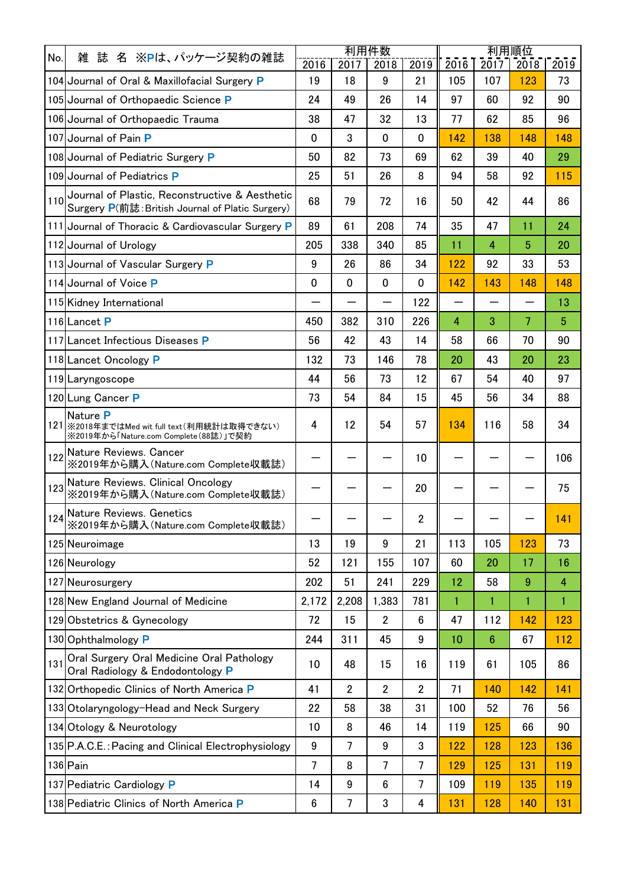| No. | 雑 誌 名 ※Pは、パッケージ契約の雑誌 | 利用件数 | | | | 利用順位 | | | |
|---|---|---|---|---|---|---|---|---|---|
| | | 2016 | 2017 | 2018 | 2019 | 2016 | 2017 | 2018 | 2019 |
| 104 | Journal of Oral & Maxillofacial Surgery P | 19 | 18 | 9 | 21 | 105 | 107 | 123 | 73 |
| 105 | Journal of Orthopaedic Science P | 24 | 49 | 26 | 14 | 97 | 60 | 92 | 90 |
| 106 | Journal of Orthopaedic Trauma | 38 | 47 | 32 | 13 | 77 | 62 | 85 | 96 |
| 107 | Journal of Pain P | 0 | 3 | 0 | 0 | 142 | 138 | 148 | 148 |
| 108 | Journal of Pediatric Surgery P | 50 | 82 | 73 | 69 | 62 | 39 | 40 | 29 |
| 109 | Journal of Pediatrics P | 25 | 51 | 26 | 8 | 94 | 58 | 92 | 115 |
| 110 | Journal of Plastic, Reconstructive & Aesthetic Surgery P(前誌:British Journal of Platic Surgery) | 68 | 79 | 72 | 16 | 50 | 42 | 44 | 86 |
| 111 | Journal of Thoracic & Cardiovascular Surgery P | 89 | 61 | 208 | 74 | 35 | 47 | 11 | 24 |
| 112 | Journal of Urology | 205 | 338 | 340 | 85 | 11 | 4 | 5 | 20 |
| 113 | Journal of Vascular Surgery P | 9 | 26 | 86 | 34 | 122 | 92 | 33 | 53 |
| 114 | Journal of Voice P | 0 | 0 | 0 | 0 | 142 | 143 | 148 | 148 |
| 115 | Kidney International | ― | ― | ― | 122 | ― | ― | ― | 13 |
| 116 | Lancet P | 450 | 382 | 310 | 226 | 4 | 3 | 7 | 5 |
| 117 | Lancet Infectious Diseases P | 56 | 42 | 43 | 14 | 58 | 66 | 70 | 90 |
| 118 | Lancet Oncology P | 132 | 73 | 146 | 78 | 20 | 43 | 20 | 23 |
| 119 | Laryngoscope | 44 | 56 | 73 | 12 | 67 | 54 | 40 | 97 |
| 120 | Lung Cancer P | 73 | 54 | 84 | 15 | 45 | 56 | 34 | 88 |
| 121 | Nature P ※2018年まではMed wit full text(利用統計は取得できない) ※2019年から「Nature.com Complete(88誌)」で契約 | 4 | 12 | 54 | 57 | 134 | 116 | 58 | 34 |
| 122 | Nature Reviews. Cancer ※2019年から購入(Nature.com Complete収載誌) | ― | ― | ― | 10 | ― | ― | ― | 106 |
| 123 | Nature Reviews. Clinical Oncology ※2019年から購入(Nature.com Complete収載誌) | ― | ― | ― | 20 | ― | ― | ― | 75 |
| 124 | Nature Reviews. Genetics ※2019年から購入(Nature.com Complete収載誌) | ― | ― | ― | 2 | ― | ― | ― | 141 |
| 125 | Neuroimage | 13 | 19 | 9 | 21 | 113 | 105 | 123 | 73 |
| 126 | Neurology | 52 | 121 | 155 | 107 | 60 | 20 | 17 | 16 |
| 127 | Neurosurgery | 202 | 51 | 241 | 229 | 12 | 58 | 9 | 4 |
| 128 | New England Journal of Medicine | 2,172 | 2,208 | 1,383 | 781 | 1 | 1 | 1 | 1 |
| 129 | Obstetrics & Gynecology | 72 | 15 | 2 | 6 | 47 | 112 | 142 | 123 |
| 130 | Ophthalmology P | 244 | 311 | 45 | 9 | 10 | 6 | 67 | 112 |
| 131 | Oral Surgery Oral Medicine Oral Pathology Oral Radiology & Endodontology P | 10 | 48 | 15 | 16 | 119 | 61 | 105 | 86 |
| 132 | Orthopedic Clinics of North America P | 41 | 2 | 2 | 2 | 71 | 140 | 142 | 141 |
| 133 | Otolaryngology-Head and Neck Surgery | 22 | 58 | 38 | 31 | 100 | 52 | 76 | 56 |
| 134 | Otology & Neurotology | 10 | 8 | 46 | 14 | 119 | 125 | 66 | 90 |
| 135 | P.A.C.E.:Pacing and Clinical Electrophysiology | 9 | 7 | 9 | 3 | 122 | 128 | 123 | 136 |
| 136 | Pain | 7 | 8 | 7 | 7 | 129 | 125 | 131 | 119 |
| 137 | Pediatric Cardiology P | 14 | 9 | 6 | 7 | 109 | 119 | 135 | 119 |
| 138 | Pediatric Clinics of North America P | 6 | 7 | 3 | 4 | 131 | 128 | 140 | 131 |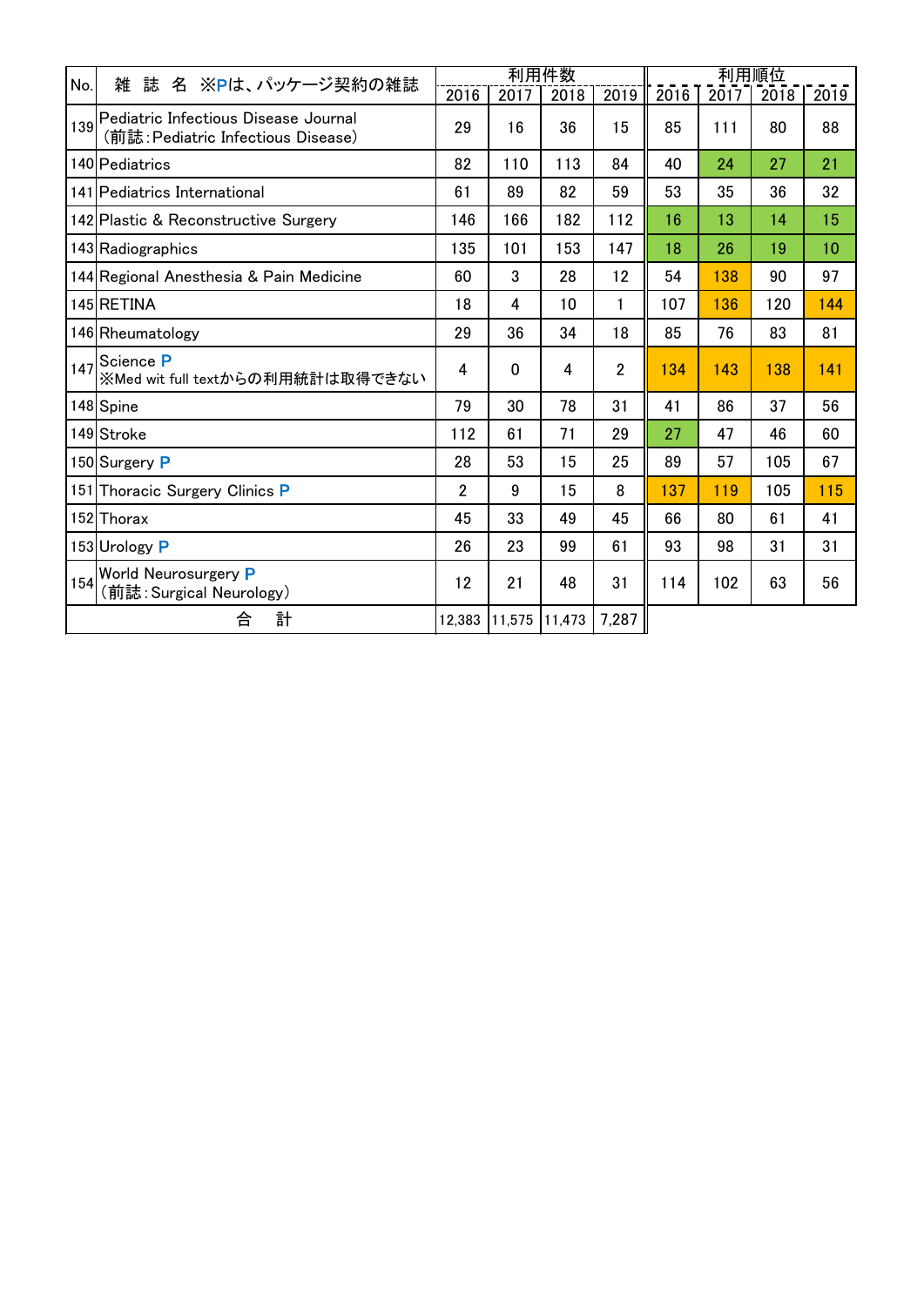| No. | 雑 誌 名 ※Pは、パッケージ契約の雑誌 | 利用件数 | | | | 利用順位 | | | |
|---|---|---|---|---|---|---|---|---|---|
| | | 2016 | 2017 | 2018 | 2019 | 2016 | 2017 | 2018 | 2019 |
| 139 | Pediatric Infectious Disease Journal（前誌：Pediatric Infectious Disease） | 29 | 16 | 36 | 15 | 85 | 111 | 80 | 88 |
| 140 | Pediatrics | 82 | 110 | 113 | 84 | 40 | 24 | 27 | 21 |
| 141 | Pediatrics International | 61 | 89 | 82 | 59 | 53 | 35 | 36 | 32 |
| 142 | Plastic & Reconstructive Surgery | 146 | 166 | 182 | 112 | 16 | 13 | 14 | 15 |
| 143 | Radiographics | 135 | 101 | 153 | 147 | 18 | 26 | 19 | 10 |
| 144 | Regional Anesthesia & Pain Medicine | 60 | 3 | 28 | 12 | 54 | 138 | 90 | 97 |
| 145 | RETINA | 18 | 4 | 10 | 1 | 107 | 136 | 120 | 144 |
| 146 | Rheumatology | 29 | 36 | 34 | 18 | 85 | 76 | 83 | 81 |
| 147 | Science P ※Med wit full textからの利用統計は取得できない | 4 | 0 | 4 | 2 | 134 | 143 | 138 | 141 |
| 148 | Spine | 79 | 30 | 78 | 31 | 41 | 86 | 37 | 56 |
| 149 | Stroke | 112 | 61 | 71 | 29 | 27 | 47 | 46 | 60 |
| 150 | Surgery P | 28 | 53 | 15 | 25 | 89 | 57 | 105 | 67 |
| 151 | Thoracic Surgery Clinics P | 2 | 9 | 15 | 8 | 137 | 119 | 105 | 115 |
| 152 | Thorax | 45 | 33 | 49 | 45 | 66 | 80 | 61 | 41 |
| 153 | Urology P | 26 | 23 | 99 | 61 | 93 | 98 | 31 | 31 |
| 154 | World Neurosurgery P（前誌：Surgical Neurology） | 12 | 21 | 48 | 31 | 114 | 102 | 63 | 56 |
| | 合 計 | 12,383 | 11,575 | 11,473 | 7,287 | | | | |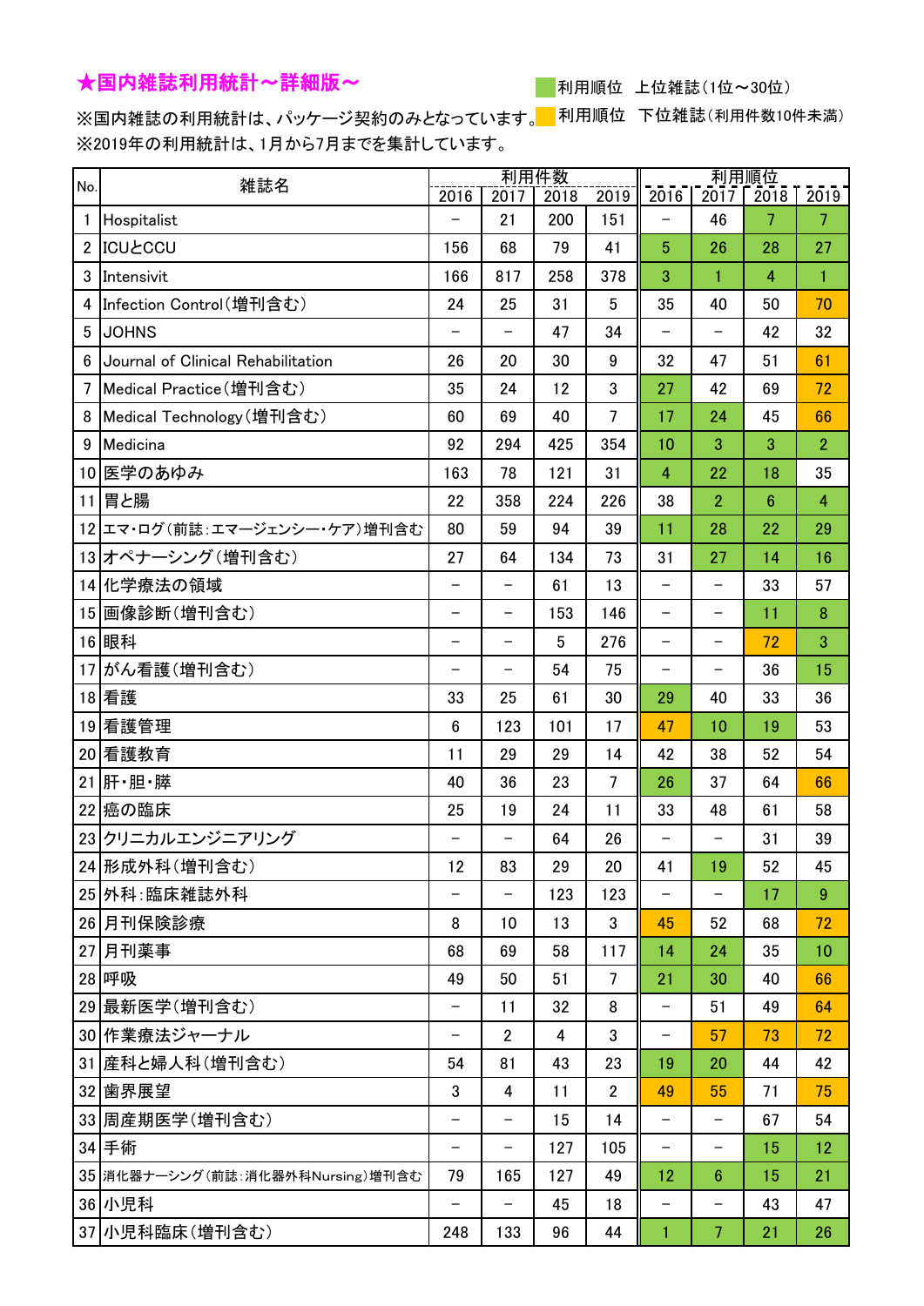## ★国内雑誌利用統計～詳細版～

※国内雑誌の利用統計は、パッケージ契約のみとなっています。
※2019年の利用統計は、1月から7月までを集計しています。

（緑）利用順位　上位雑誌（1位～30位）
（黄）利用順位　下位雑誌（利用件数10件未満）

| No. | 雑誌名 | 利用件数 | | | | 利用順位 | | | |
|---|---|---|---|---|---|---|---|---|---|
| | | 2016 | 2017 | 2018 | 2019 | 2016 | 2017 | 2018 | 2019 |
| 1 | Hospitalist | － | 21 | 200 | 151 | － | 46 | 7 | 7 |
| 2 | ICUとCCU | 156 | 68 | 79 | 41 | 5 | 26 | 28 | 27 |
| 3 | Intensivit | 166 | 817 | 258 | 378 | 3 | 1 | 4 | 1 |
| 4 | Infection Control（増刊含む） | 24 | 25 | 31 | 5 | 35 | 40 | 50 | 70 |
| 5 | JOHNS | － | － | 47 | 34 | － | － | 42 | 32 |
| 6 | Journal of Clinical Rehabilitation | 26 | 20 | 30 | 9 | 32 | 47 | 51 | 61 |
| 7 | Medical Practice（増刊含む） | 35 | 24 | 12 | 3 | 27 | 42 | 69 | 72 |
| 8 | Medical Technology（増刊含む） | 60 | 69 | 40 | 7 | 17 | 24 | 45 | 66 |
| 9 | Medicina | 92 | 294 | 425 | 354 | 10 | 3 | 3 | 2 |
| 10 | 医学のあゆみ | 163 | 78 | 121 | 31 | 4 | 22 | 18 | 35 |
| 11 | 胃と腸 | 22 | 358 | 224 | 226 | 38 | 2 | 6 | 4 |
| 12 | エマ・ログ（前誌：エマージェンシー・ケア）増刊含む | 80 | 59 | 94 | 39 | 11 | 28 | 22 | 29 |
| 13 | オペナーシング（増刊含む） | 27 | 64 | 134 | 73 | 31 | 27 | 14 | 16 |
| 14 | 化学療法の領域 | － | － | 61 | 13 | － | － | 33 | 57 |
| 15 | 画像診断（増刊含む） | － | － | 153 | 146 | － | － | 11 | 8 |
| 16 | 眼科 | － | － | 5 | 276 | － | － | 72 | 3 |
| 17 | がん看護（増刊含む） | － | － | 54 | 75 | － | － | 36 | 15 |
| 18 | 看護 | 33 | 25 | 61 | 30 | 29 | 40 | 33 | 36 |
| 19 | 看護管理 | 6 | 123 | 101 | 17 | 47 | 10 | 19 | 53 |
| 20 | 看護教育 | 11 | 29 | 29 | 14 | 42 | 38 | 52 | 54 |
| 21 | 肝・胆・膵 | 40 | 36 | 23 | 7 | 26 | 37 | 64 | 66 |
| 22 | 癌の臨床 | 25 | 19 | 24 | 11 | 33 | 48 | 61 | 58 |
| 23 | クリニカルエンジニアリング | － | － | 64 | 26 | － | － | 31 | 39 |
| 24 | 形成外科（増刊含む） | 12 | 83 | 29 | 20 | 41 | 19 | 52 | 45 |
| 25 | 外科：臨床雑誌外科 | － | － | 123 | 123 | － | － | 17 | 9 |
| 26 | 月刊保険診療 | 8 | 10 | 13 | 3 | 45 | 52 | 68 | 72 |
| 27 | 月刊薬事 | 68 | 69 | 58 | 117 | 14 | 24 | 35 | 10 |
| 28 | 呼吸 | 49 | 50 | 51 | 7 | 21 | 30 | 40 | 66 |
| 29 | 最新医学（増刊含む） | － | 11 | 32 | 8 | － | 51 | 49 | 64 |
| 30 | 作業療法ジャーナル | － | 2 | 4 | 3 | － | 57 | 73 | 72 |
| 31 | 産科と婦人科（増刊含む） | 54 | 81 | 43 | 23 | 19 | 20 | 44 | 42 |
| 32 | 歯界展望 | 3 | 4 | 11 | 2 | 49 | 55 | 71 | 75 |
| 33 | 周産期医学（増刊含む） | － | － | 15 | 14 | － | － | 67 | 54 |
| 34 | 手術 | － | － | 127 | 105 | － | － | 15 | 12 |
| 35 | 消化器ナーシング（前誌：消化器外科Nursing）増刊含む | 79 | 165 | 127 | 49 | 12 | 6 | 15 | 21 |
| 36 | 小児科 | － | － | 45 | 18 | － | － | 43 | 47 |
| 37 | 小児科臨床（増刊含む） | 248 | 133 | 96 | 44 | 1 | 7 | 21 | 26 |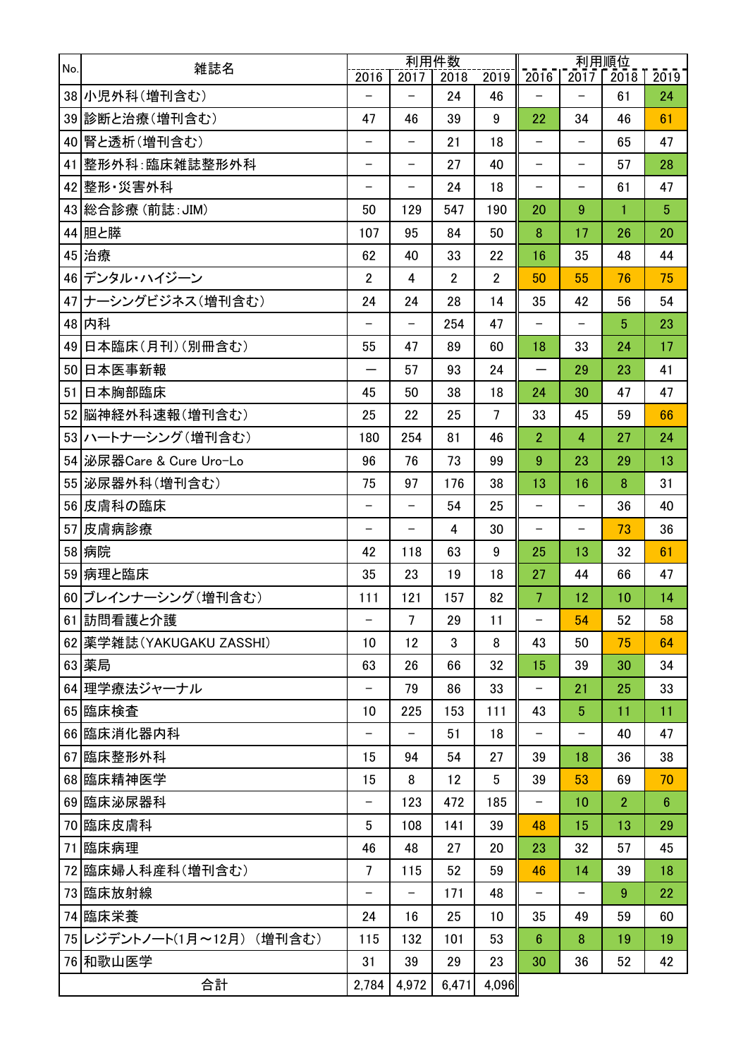| No. | 雑誌名 | 利用件数 | | | | 利用順位 | | | |
|---|---|---|---|---|---|---|---|---|---|
| | | 2016 | 2017 | 2018 | 2019 | 2016 | 2017 | 2018 | 2019 |
| 38 | 小児外科（増刊含む） | － | － | 24 | 46 | － | － | 61 | 24 |
| 39 | 診断と治療（増刊含む） | 47 | 46 | 39 | 9 | 22 | 34 | 46 | 61 |
| 40 | 腎と透析（増刊含む） | － | － | 21 | 18 | － | － | 65 | 47 |
| 41 | 整形外科：臨床雑誌整形外科 | － | － | 27 | 40 | － | － | 57 | 28 |
| 42 | 整形・災害外科 | － | － | 24 | 18 | － | － | 61 | 47 |
| 43 | 総合診療（前誌：JIM) | 50 | 129 | 547 | 190 | 20 | 9 | 1 | 5 |
| 44 | 胆と膵 | 107 | 95 | 84 | 50 | 8 | 17 | 26 | 20 |
| 45 | 治療 | 62 | 40 | 33 | 22 | 16 | 35 | 48 | 44 |
| 46 | デンタル・ハイジーン | 2 | 4 | 2 | 2 | 50 | 55 | 76 | 75 |
| 47 | ナーシングビジネス（増刊含む） | 24 | 24 | 28 | 14 | 35 | 42 | 56 | 54 |
| 48 | 内科 | － | － | 254 | 47 | － | － | 5 | 23 |
| 49 | 日本臨床（月刊）（別冊含む） | 55 | 47 | 89 | 60 | 18 | 33 | 24 | 17 |
| 50 | 日本医事新報 | ― | 57 | 93 | 24 | ― | 29 | 23 | 41 |
| 51 | 日本胸部臨床 | 45 | 50 | 38 | 18 | 24 | 30 | 47 | 47 |
| 52 | 脳神経外科速報（増刊含む） | 25 | 22 | 25 | 7 | 33 | 45 | 59 | 66 |
| 53 | ハートナーシング（増刊含む） | 180 | 254 | 81 | 46 | 2 | 4 | 27 | 24 |
| 54 | 泌尿器Care & Cure Uro-Lo | 96 | 76 | 73 | 99 | 9 | 23 | 29 | 13 |
| 55 | 泌尿器外科（増刊含む） | 75 | 97 | 176 | 38 | 13 | 16 | 8 | 31 |
| 56 | 皮膚科の臨床 | － | － | 54 | 25 | － | － | 36 | 40 |
| 57 | 皮膚病診療 | － | － | 4 | 30 | － | － | 73 | 36 |
| 58 | 病院 | 42 | 118 | 63 | 9 | 25 | 13 | 32 | 61 |
| 59 | 病理と臨床 | 35 | 23 | 19 | 18 | 27 | 44 | 66 | 47 |
| 60 | ブレインナーシング（増刊含む） | 111 | 121 | 157 | 82 | 7 | 12 | 10 | 14 |
| 61 | 訪問看護と介護 | － | 7 | 29 | 11 | － | 54 | 52 | 58 |
| 62 | 薬学雑誌（YAKUGAKU ZASSHI） | 10 | 12 | 3 | 8 | 43 | 50 | 75 | 64 |
| 63 | 薬局 | 63 | 26 | 66 | 32 | 15 | 39 | 30 | 34 |
| 64 | 理学療法ジャーナル | － | 79 | 86 | 33 | － | 21 | 25 | 33 |
| 65 | 臨床検査 | 10 | 225 | 153 | 111 | 43 | 5 | 11 | 11 |
| 66 | 臨床消化器内科 | － | － | 51 | 18 | － | － | 40 | 47 |
| 67 | 臨床整形外科 | 15 | 94 | 54 | 27 | 39 | 18 | 36 | 38 |
| 68 | 臨床精神医学 | 15 | 8 | 12 | 5 | 39 | 53 | 69 | 70 |
| 69 | 臨床泌尿器科 | － | 123 | 472 | 185 | － | 10 | 2 | 6 |
| 70 | 臨床皮膚科 | 5 | 108 | 141 | 39 | 48 | 15 | 13 | 29 |
| 71 | 臨床病理 | 46 | 48 | 27 | 20 | 23 | 32 | 57 | 45 |
| 72 | 臨床婦人科産科（増刊含む） | 7 | 115 | 52 | 59 | 46 | 14 | 39 | 18 |
| 73 | 臨床放射線 | － | － | 171 | 48 | － | － | 9 | 22 |
| 74 | 臨床栄養 | 24 | 16 | 25 | 10 | 35 | 49 | 59 | 60 |
| 75 | レジデントノート(1月～12月) （増刊含む） | 115 | 132 | 101 | 53 | 6 | 8 | 19 | 19 |
| 76 | 和歌山医学 | 31 | 39 | 29 | 23 | 30 | 36 | 52 | 42 |
| | 合計 | 2,784 | 4,972 | 6,471 | 4,096 | | | | |